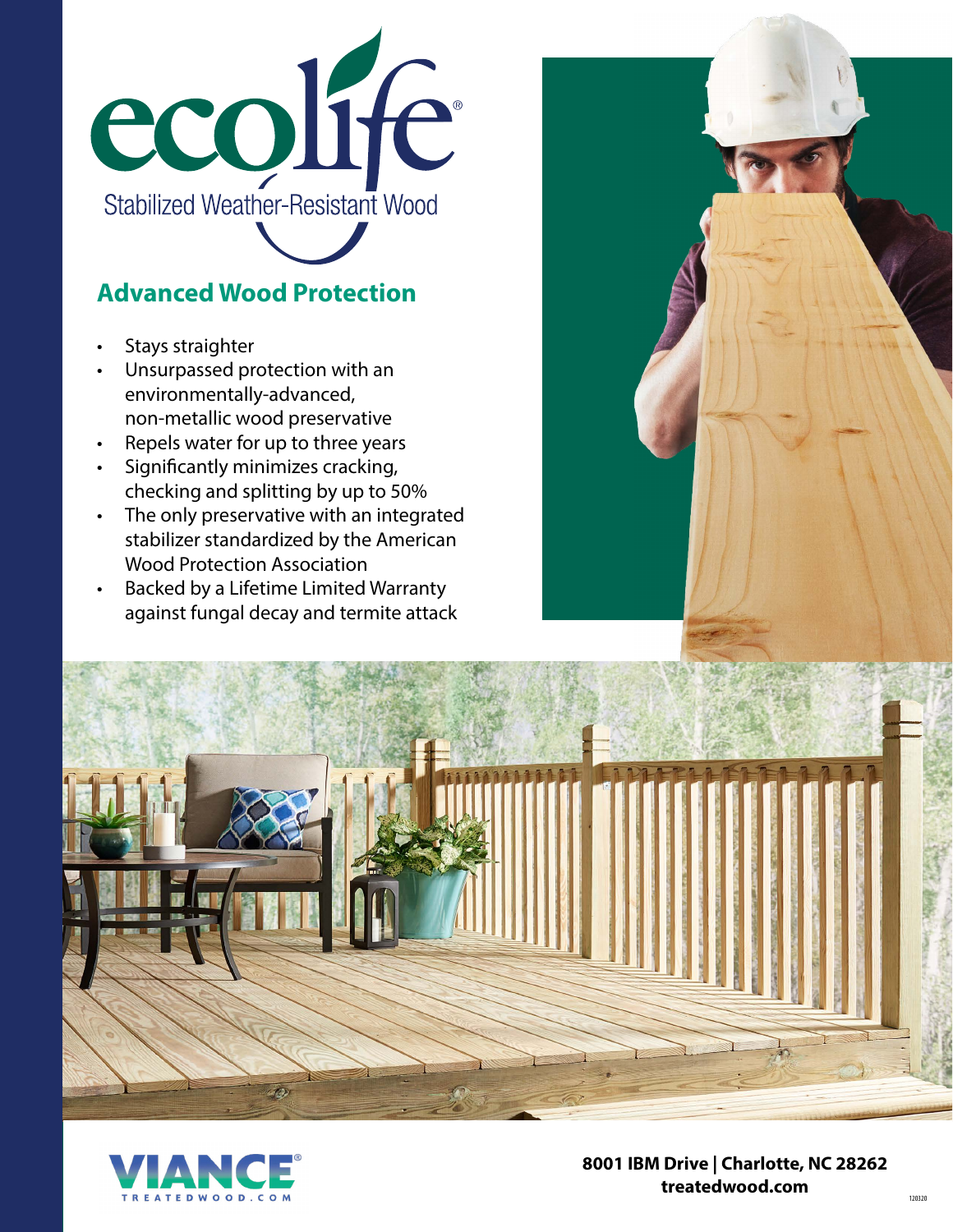# ecolife®

Stabilized Weather-Resistant Wood

## Advanced Wood Protection

- Stays straighter
- Unsurpassed protection with an environmentally-advanced, non-metallic wood preservative
- Repels water for up to three years
- Significantly minimizes cracking, checking and splitting by up to 50%
- The only preservative with an integrated stabilizer standardized by the American Wood Protection Association
- Backed by a Lifetime Limited Warranty against fungal decay and termite attack

VIANCE®
TREATEDWOOD.COM

**8001 IBM Drive | Charlotte, NC 28262**
**treatedwood.com**

120320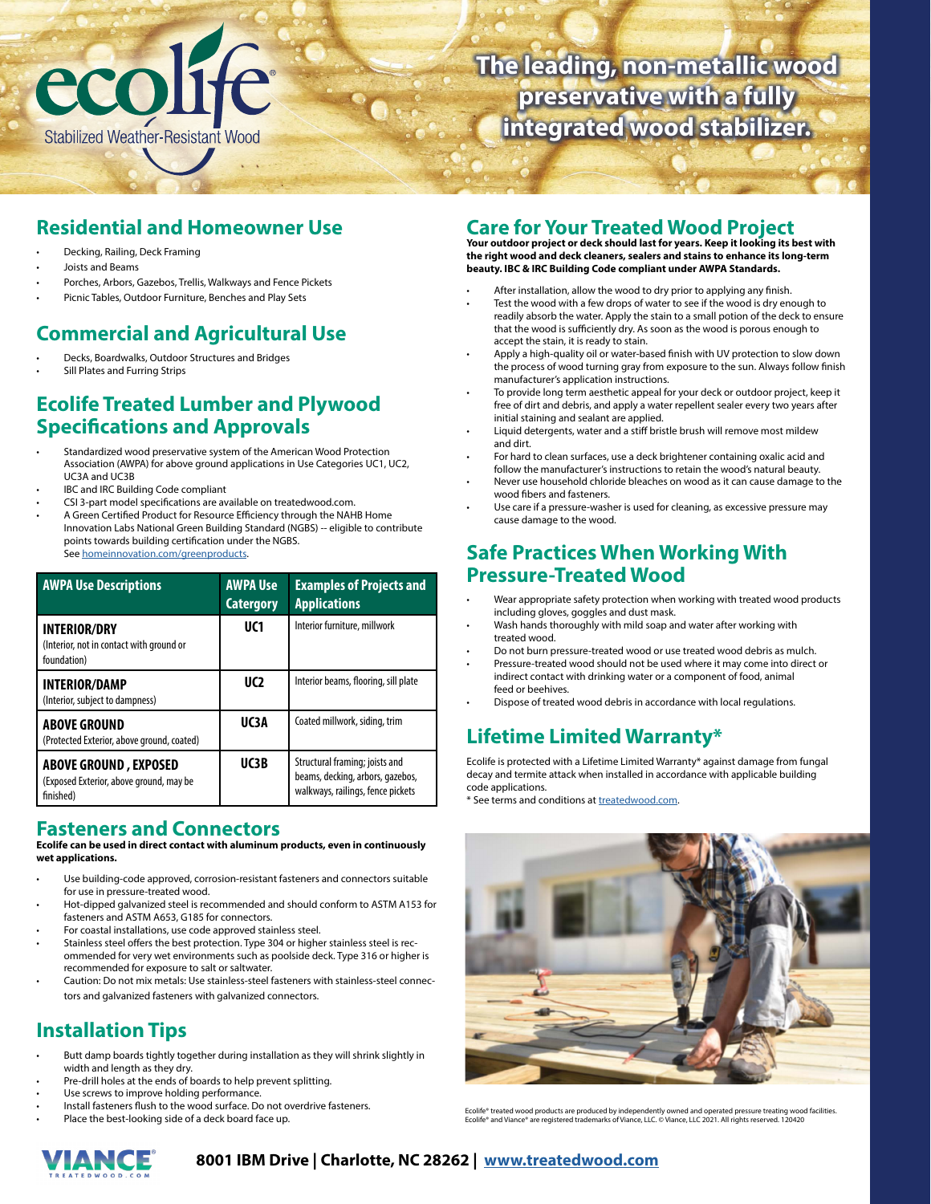ecolife®

Stabilized Weather-Resistant Wood

# The leading, non-metallic wood preservative with a fully integrated wood stabilizer.

## Residential and Homeowner Use

- Decking, Railing, Deck Framing
- Joists and Beams
- Porches, Arbors, Gazebos, Trellis, Walkways and Fence Pickets
- Picnic Tables, Outdoor Furniture, Benches and Play Sets

## Commercial and Agricultural Use

- Decks, Boardwalks, Outdoor Structures and Bridges
- Sill Plates and Furring Strips

## Ecolife Treated Lumber and Plywood Specifications and Approvals

- Standardized wood preservative system of the American Wood Protection Association (AWPA) for above ground applications in Use Categories UC1, UC2, UC3A and UC3B
- IBC and IRC Building Code compliant
- CSI 3-part model specifications are available on treatedwood.com.
- A Green Certified Product for Resource Efficiency through the NAHB Home Innovation Labs National Green Building Standard (NGBS) -- eligible to contribute points towards building certification under the NGBS. See homeinnovation.com/greenproducts.

| AWPA Use Descriptions | AWPA Use Catergory | Examples of Projects and Applications |
|---|---|---|
| **INTERIOR/DRY** (Interior, not in contact with ground or foundation) | UC1 | Interior furniture, millwork |
| **INTERIOR/DAMP** (Interior, subject to dampness) | UC2 | Interior beams, flooring, sill plate |
| **ABOVE GROUND** (Protected Exterior, above ground, coated) | UC3A | Coated millwork, siding, trim |
| **ABOVE GROUND , EXPOSED** (Exposed Exterior, above ground, may be finished) | UC3B | Structural framing; joists and beams, decking, arbors, gazebos, walkways, railings, fence pickets |

## Fasteners and Connectors

**Ecolife can be used in direct contact with aluminum products, even in continuously wet applications.**

- Use building-code approved, corrosion-resistant fasteners and connectors suitable for use in pressure-treated wood.
- Hot-dipped galvanized steel is recommended and should conform to ASTM A153 for fasteners and ASTM A653, G185 for connectors.
- For coastal installations, use code approved stainless steel.
- Stainless steel offers the best protection. Type 304 or higher stainless steel is recommended for very wet environments such as poolside deck. Type 316 or higher is recommended for exposure to salt or saltwater.
- Caution: Do not mix metals: Use stainless-steel fasteners with stainless-steel connectors and galvanized fasteners with galvanized connectors.

## Installation Tips

- Butt damp boards tightly together during installation as they will shrink slightly in width and length as they dry.
- Pre-drill holes at the ends of boards to help prevent splitting.
- Use screws to improve holding performance.
- Install fasteners flush to the wood surface. Do not overdrive fasteners.
- Place the best-looking side of a deck board face up.

## Care for Your Treated Wood Project

**Your outdoor project or deck should last for years. Keep it looking its best with the right wood and deck cleaners, sealers and stains to enhance its long-term beauty. IBC & IRC Building Code compliant under AWPA Standards.**

- After installation, allow the wood to dry prior to applying any finish.
- Test the wood with a few drops of water to see if the wood is dry enough to readily absorb the water. Apply the stain to a small potion of the deck to ensure that the wood is sufficiently dry. As soon as the wood is porous enough to accept the stain, it is ready to stain.
- Apply a high-quality oil or water-based finish with UV protection to slow down the process of wood turning gray from exposure to the sun. Always follow finish manufacturer's application instructions.
- To provide long term aesthetic appeal for your deck or outdoor project, keep it free of dirt and debris, and apply a water repellent sealer every two years after initial staining and sealant are applied.
- Liquid detergents, water and a stiff bristle brush will remove most mildew and dirt.
- For hard to clean surfaces, use a deck brightener containing oxalic acid and follow the manufacturer's instructions to retain the wood's natural beauty.
- Never use household chloride bleaches on wood as it can cause damage to the wood fibers and fasteners.
- Use care if a pressure-washer is used for cleaning, as excessive pressure may cause damage to the wood.

## Safe Practices When Working With Pressure-Treated Wood

- Wear appropriate safety protection when working with treated wood products including gloves, goggles and dust mask.
- Wash hands thoroughly with mild soap and water after working with treated wood.
- Do not burn pressure-treated wood or use treated wood debris as mulch.
- Pressure-treated wood should not be used where it may come into direct or indirect contact with drinking water or a component of food, animal feed or beehives.
- Dispose of treated wood debris in accordance with local regulations.

## Lifetime Limited Warranty*

Ecolife is protected with a Lifetime Limited Warranty* against damage from fungal decay and termite attack when installed in accordance with applicable building code applications.

* See terms and conditions at treatedwood.com.

Ecolife® treated wood products are produced by independently owned and operated pressure treating wood facilities. Ecolife® and Viance® are registered trademarks of Viance, LLC. © Viance, LLC 2021. All rights reserved. 120420

VIANCE® TREATEDWOOD.COM

**8001 IBM Drive | Charlotte, NC 28262 | www.treatedwood.com**